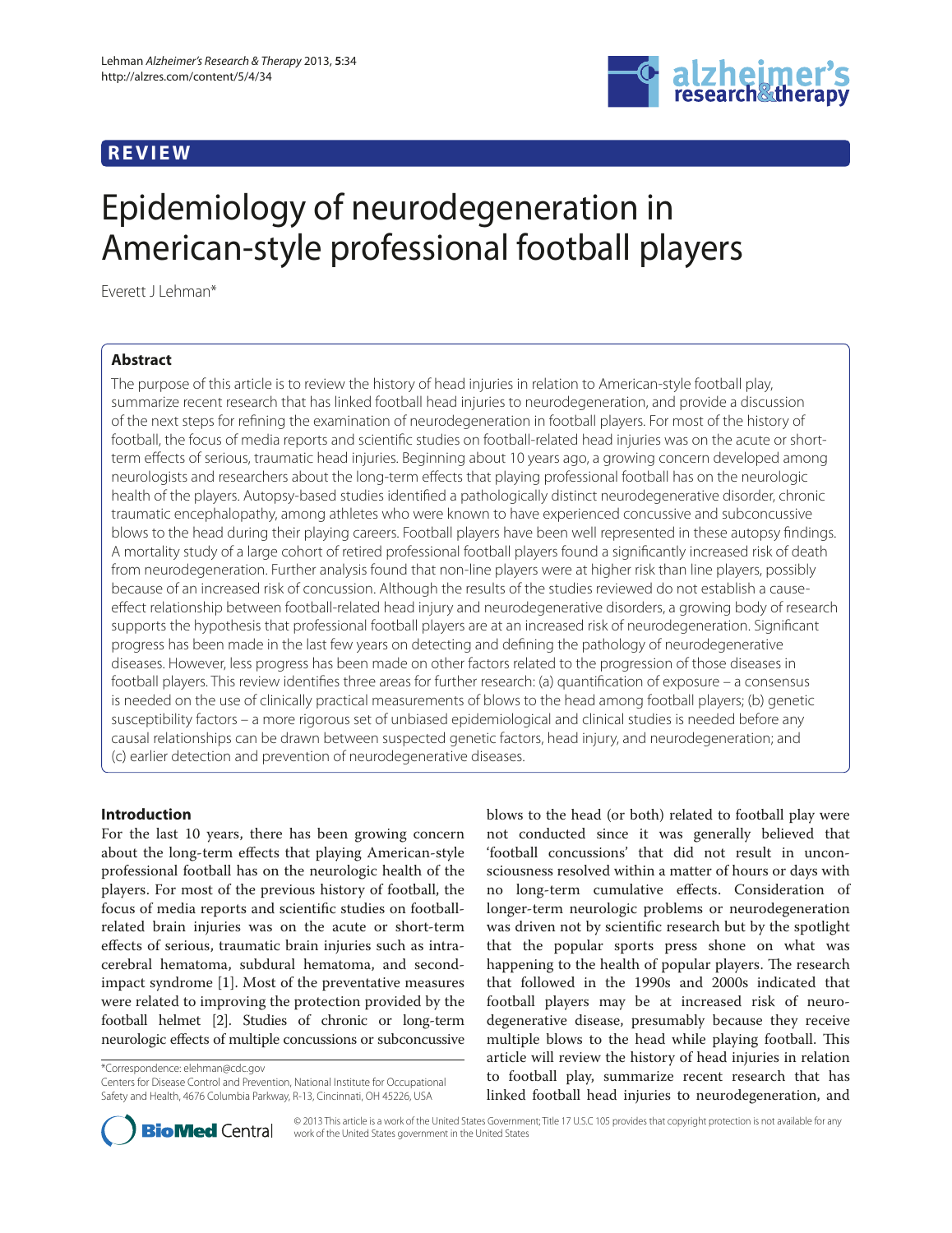**REVIEW**

# Epidemiology of neurodegeneration in American-style professional football players

Everett J Lehman*

## Abstract

The purpose of this article is to review the history of head injuries in relation to American-style football play, summarize recent research that has linked football head injuries to neurodegeneration, and provide a discussion of the next steps for refining the examination of neurodegeneration in football players. For most of the history of football, the focus of media reports and scientific studies on football-related head injuries was on the acute or short-term effects of serious, traumatic head injuries. Beginning about 10 years ago, a growing concern developed among neurologists and researchers about the long-term effects that playing professional football has on the neurologic health of the players. Autopsy-based studies identified a pathologically distinct neurodegenerative disorder, chronic traumatic encephalopathy, among athletes who were known to have experienced concussive and subconcussive blows to the head during their playing careers. Football players have been well represented in these autopsy findings. A mortality study of a large cohort of retired professional football players found a significantly increased risk of death from neurodegeneration. Further analysis found that non-line players were at higher risk than line players, possibly because of an increased risk of concussion. Although the results of the studies reviewed do not establish a cause-effect relationship between football-related head injury and neurodegenerative disorders, a growing body of research supports the hypothesis that professional football players are at an increased risk of neurodegeneration. Significant progress has been made in the last few years on detecting and defining the pathology of neurodegenerative diseases. However, less progress has been made on other factors related to the progression of those diseases in football players. This review identifies three areas for further research: (a) quantification of exposure – a consensus is needed on the use of clinically practical measurements of blows to the head among football players; (b) genetic susceptibility factors – a more rigorous set of unbiased epidemiological and clinical studies is needed before any causal relationships can be drawn between suspected genetic factors, head injury, and neurodegeneration; and (c) earlier detection and prevention of neurodegenerative diseases.

## Introduction

For the last 10 years, there has been growing concern about the long-term effects that playing American-style professional football has on the neurologic health of the players. For most of the previous history of football, the focus of media reports and scientific studies on football-related brain injuries was on the acute or short-term effects of serious, traumatic brain injuries such as intracerebral hematoma, subdural hematoma, and second-impact syndrome [1]. Most of the preventative measures were related to improving the protection provided by the football helmet [2]. Studies of chronic or long-term neurologic effects of multiple concussions or subconcussive blows to the head (or both) related to football play were not conducted since it was generally believed that 'football concussions' that did not result in unconsciousness resolved within a matter of hours or days with no long-term cumulative effects. Consideration of longer-term neurologic problems or neurodegeneration was driven not by scientific research but by the spotlight that the popular sports press shone on what was happening to the health of popular players. The research that followed in the 1990s and 2000s indicated that football players may be at increased risk of neurodegenerative disease, presumably because they receive multiple blows to the head while playing football. This article will review the history of head injuries in relation to football play, summarize recent research that has linked football head injuries to neurodegeneration, and

*Correspondence: elehman@cdc.gov
Centers for Disease Control and Prevention, National Institute for Occupational Safety and Health, 4676 Columbia Parkway, R-13, Cincinnati, OH 45226, USA

© 2013 This article is a work of the United States Government; Title 17 U.S.C 105 provides that copyright protection is not available for any work of the United States government in the United States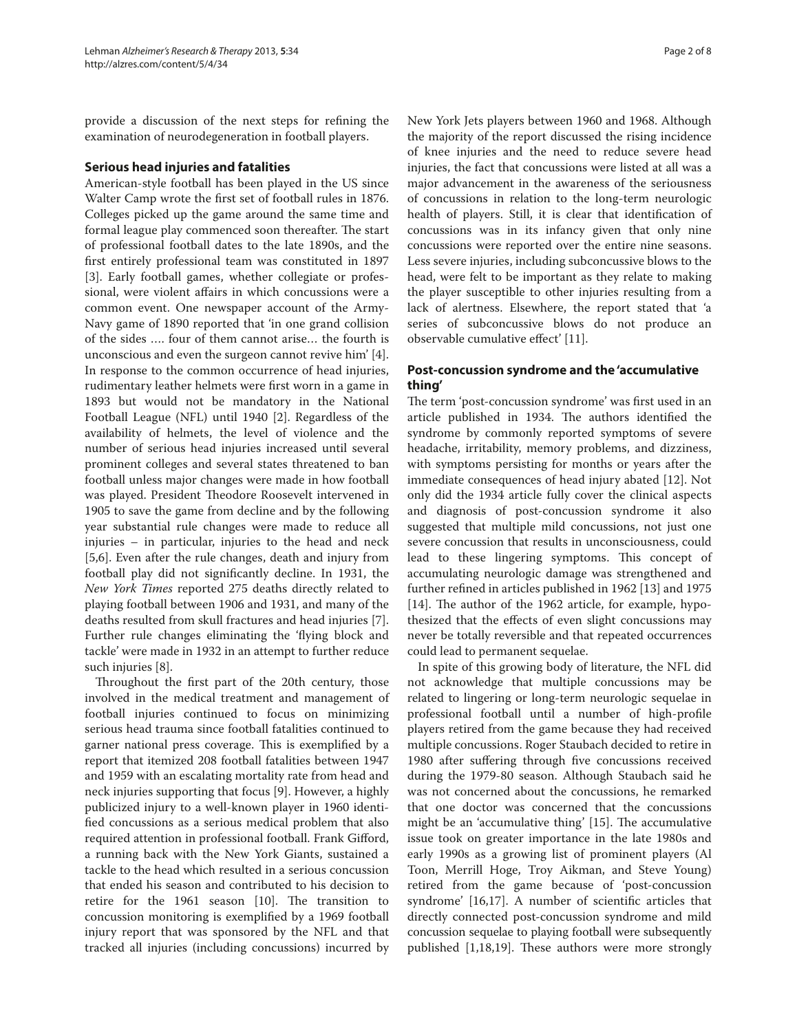provide a discussion of the next steps for refining the examination of neurodegeneration in football players.

## Serious head injuries and fatalities

American-style football has been played in the US since Walter Camp wrote the first set of football rules in 1876. Colleges picked up the game around the same time and formal league play commenced soon thereafter. The start of professional football dates to the late 1890s, and the first entirely professional team was constituted in 1897 [3]. Early football games, whether collegiate or professional, were violent affairs in which concussions were a common event. One newspaper account of the Army-Navy game of 1890 reported that 'in one grand collision of the sides …. four of them cannot arise… the fourth is unconscious and even the surgeon cannot revive him' [4]. In response to the common occurrence of head injuries, rudimentary leather helmets were first worn in a game in 1893 but would not be mandatory in the National Football League (NFL) until 1940 [2]. Regardless of the availability of helmets, the level of violence and the number of serious head injuries increased until several prominent colleges and several states threatened to ban football unless major changes were made in how football was played. President Theodore Roosevelt intervened in 1905 to save the game from decline and by the following year substantial rule changes were made to reduce all injuries – in particular, injuries to the head and neck [5,6]. Even after the rule changes, death and injury from football play did not significantly decline. In 1931, the *New York Times* reported 275 deaths directly related to playing football between 1906 and 1931, and many of the deaths resulted from skull fractures and head injuries [7]. Further rule changes eliminating the 'flying block and tackle' were made in 1932 in an attempt to further reduce such injuries [8].

Throughout the first part of the 20th century, those involved in the medical treatment and management of football injuries continued to focus on minimizing serious head trauma since football fatalities continued to garner national press coverage. This is exemplified by a report that itemized 208 football fatalities between 1947 and 1959 with an escalating mortality rate from head and neck injuries supporting that focus [9]. However, a highly publicized injury to a well-known player in 1960 identified concussions as a serious medical problem that also required attention in professional football. Frank Gifford, a running back with the New York Giants, sustained a tackle to the head which resulted in a serious concussion that ended his season and contributed to his decision to retire for the 1961 season [10]. The transition to concussion monitoring is exemplified by a 1969 football injury report that was sponsored by the NFL and that tracked all injuries (including concussions) incurred by New York Jets players between 1960 and 1968. Although the majority of the report discussed the rising incidence of knee injuries and the need to reduce severe head injuries, the fact that concussions were listed at all was a major advancement in the awareness of the seriousness of concussions in relation to the long-term neurologic health of players. Still, it is clear that identification of concussions was in its infancy given that only nine concussions were reported over the entire nine seasons. Less severe injuries, including subconcussive blows to the head, were felt to be important as they relate to making the player susceptible to other injuries resulting from a lack of alertness. Elsewhere, the report stated that 'a series of subconcussive blows do not produce an observable cumulative effect' [11].

## Post-concussion syndrome and the 'accumulative thing'

The term 'post-concussion syndrome' was first used in an article published in 1934. The authors identified the syndrome by commonly reported symptoms of severe headache, irritability, memory problems, and dizziness, with symptoms persisting for months or years after the immediate consequences of head injury abated [12]. Not only did the 1934 article fully cover the clinical aspects and diagnosis of post-concussion syndrome it also suggested that multiple mild concussions, not just one severe concussion that results in unconsciousness, could lead to these lingering symptoms. This concept of accumulating neurologic damage was strengthened and further refined in articles published in 1962 [13] and 1975 [14]. The author of the 1962 article, for example, hypothesized that the effects of even slight concussions may never be totally reversible and that repeated occurrences could lead to permanent sequelae.

In spite of this growing body of literature, the NFL did not acknowledge that multiple concussions may be related to lingering or long-term neurologic sequelae in professional football until a number of high-profile players retired from the game because they had received multiple concussions. Roger Staubach decided to retire in 1980 after suffering through five concussions received during the 1979-80 season. Although Staubach said he was not concerned about the concussions, he remarked that one doctor was concerned that the concussions might be an 'accumulative thing' [15]. The accumulative issue took on greater importance in the late 1980s and early 1990s as a growing list of prominent players (Al Toon, Merrill Hoge, Troy Aikman, and Steve Young) retired from the game because of 'post-concussion syndrome' [16,17]. A number of scientific articles that directly connected post-concussion syndrome and mild concussion sequelae to playing football were subsequently published [1,18,19]. These authors were more strongly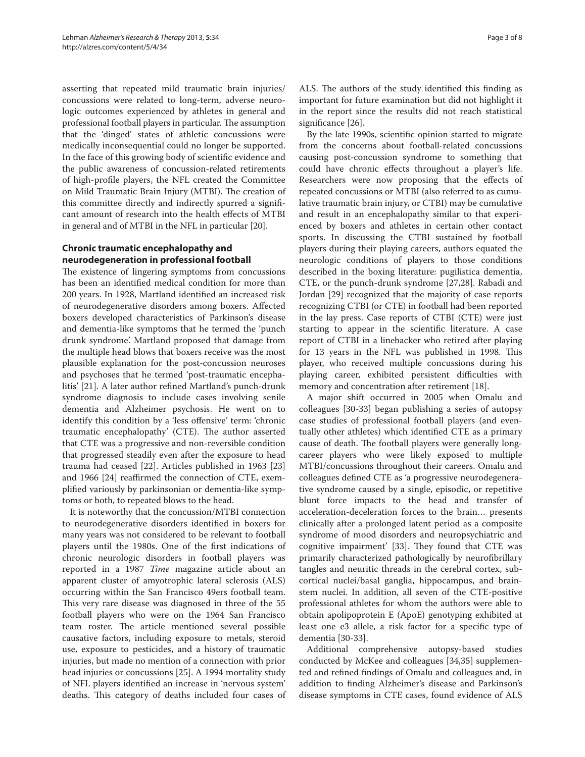asserting that repeated mild traumatic brain injuries/concussions were related to long-term, adverse neurologic outcomes experienced by athletes in general and professional football players in particular. The assumption that the 'dinged' states of athletic concussions were medically inconsequential could no longer be supported. In the face of this growing body of scientific evidence and the public awareness of concussion-related retirements of high-profile players, the NFL created the Committee on Mild Traumatic Brain Injury (MTBI). The creation of this committee directly and indirectly spurred a significant amount of research into the health effects of MTBI in general and of MTBI in the NFL in particular [20].

## Chronic traumatic encephalopathy and neurodegeneration in professional football

The existence of lingering symptoms from concussions has been an identified medical condition for more than 200 years. In 1928, Martland identified an increased risk of neurodegenerative disorders among boxers. Affected boxers developed characteristics of Parkinson's disease and dementia-like symptoms that he termed the 'punch drunk syndrome'. Martland proposed that damage from the multiple head blows that boxers receive was the most plausible explanation for the post-concussion neuroses and psychoses that he termed 'post-traumatic encephalitis' [21]. A later author refined Martland's punch-drunk syndrome diagnosis to include cases involving senile dementia and Alzheimer psychosis. He went on to identify this condition by a 'less offensive' term: 'chronic traumatic encephalopathy' (CTE). The author asserted that CTE was a progressive and non-reversible condition that progressed steadily even after the exposure to head trauma had ceased [22]. Articles published in 1963 [23] and 1966 [24] reaffirmed the connection of CTE, exemplified variously by parkinsonian or dementia-like symptoms or both, to repeated blows to the head.

It is noteworthy that the concussion/MTBI connection to neurodegenerative disorders identified in boxers for many years was not considered to be relevant to football players until the 1980s. One of the first indications of chronic neurologic disorders in football players was reported in a 1987 *Time* magazine article about an apparent cluster of amyotrophic lateral sclerosis (ALS) occurring within the San Francisco 49ers football team. This very rare disease was diagnosed in three of the 55 football players who were on the 1964 San Francisco team roster. The article mentioned several possible causative factors, including exposure to metals, steroid use, exposure to pesticides, and a history of traumatic injuries, but made no mention of a connection with prior head injuries or concussions [25]. A 1994 mortality study of NFL players identified an increase in 'nervous system' deaths. This category of deaths included four cases of ALS. The authors of the study identified this finding as important for future examination but did not highlight it in the report since the results did not reach statistical significance [26].

By the late 1990s, scientific opinion started to migrate from the concerns about football-related concussions causing post-concussion syndrome to something that could have chronic effects throughout a player's life. Researchers were now proposing that the effects of repeated concussions or MTBI (also referred to as cumulative traumatic brain injury, or CTBI) may be cumulative and result in an encephalopathy similar to that experienced by boxers and athletes in certain other contact sports. In discussing the CTBI sustained by football players during their playing careers, authors equated the neurologic conditions of players to those conditions described in the boxing literature: pugilistica dementia, CTE, or the punch-drunk syndrome [27,28]. Rabadi and Jordan [29] recognized that the majority of case reports recognizing CTBI (or CTE) in football had been reported in the lay press. Case reports of CTBI (CTE) were just starting to appear in the scientific literature. A case report of CTBI in a linebacker who retired after playing for 13 years in the NFL was published in 1998. This player, who received multiple concussions during his playing career, exhibited persistent difficulties with memory and concentration after retirement [18].

A major shift occurred in 2005 when Omalu and colleagues [30-33] began publishing a series of autopsy case studies of professional football players (and eventually other athletes) which identified CTE as a primary cause of death. The football players were generally long-career players who were likely exposed to multiple MTBI/concussions throughout their careers. Omalu and colleagues defined CTE as 'a progressive neurodegenerative syndrome caused by a single, episodic, or repetitive blunt force impacts to the head and transfer of acceleration-deceleration forces to the brain… presents clinically after a prolonged latent period as a composite syndrome of mood disorders and neuropsychiatric and cognitive impairment' [33]. They found that CTE was primarily characterized pathologically by neurofibrillary tangles and neuritic threads in the cerebral cortex, subcortical nuclei/basal ganglia, hippocampus, and brainstem nuclei. In addition, all seven of the CTE-positive professional athletes for whom the authors were able to obtain apolipoprotein E (ApoE) genotyping exhibited at least one e3 allele, a risk factor for a specific type of dementia [30-33].

Additional comprehensive autopsy-based studies conducted by McKee and colleagues [34,35] supplemented and refined findings of Omalu and colleagues and, in addition to finding Alzheimer's disease and Parkinson's disease symptoms in CTE cases, found evidence of ALS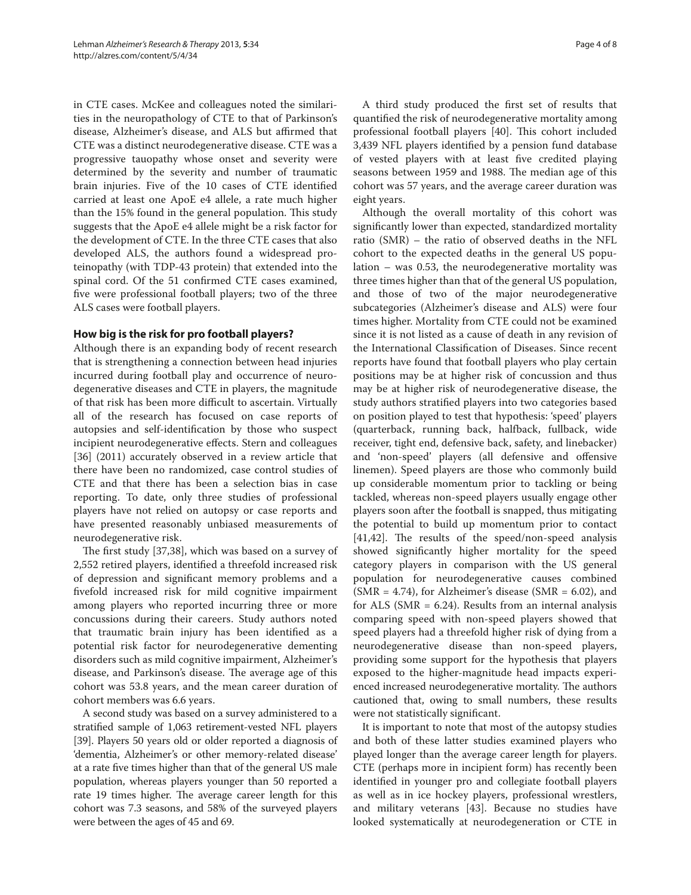in CTE cases. McKee and colleagues noted the similarities in the neuropathology of CTE to that of Parkinson's disease, Alzheimer's disease, and ALS but affirmed that CTE was a distinct neurodegenerative disease. CTE was a progressive tauopathy whose onset and severity were determined by the severity and number of traumatic brain injuries. Five of the 10 cases of CTE identified carried at least one ApoE e4 allele, a rate much higher than the 15% found in the general population. This study suggests that the ApoE e4 allele might be a risk factor for the development of CTE. In the three CTE cases that also developed ALS, the authors found a widespread proteinopathy (with TDP-43 protein) that extended into the spinal cord. Of the 51 confirmed CTE cases examined, five were professional football players; two of the three ALS cases were football players.

## How big is the risk for pro football players?

Although there is an expanding body of recent research that is strengthening a connection between head injuries incurred during football play and occurrence of neurodegenerative diseases and CTE in players, the magnitude of that risk has been more difficult to ascertain. Virtually all of the research has focused on case reports of autopsies and self-identification by those who suspect incipient neurodegenerative effects. Stern and colleagues [36] (2011) accurately observed in a review article that there have been no randomized, case control studies of CTE and that there has been a selection bias in case reporting. To date, only three studies of professional players have not relied on autopsy or case reports and have presented reasonably unbiased measurements of neurodegenerative risk.

The first study [37,38], which was based on a survey of 2,552 retired players, identified a threefold increased risk of depression and significant memory problems and a fivefold increased risk for mild cognitive impairment among players who reported incurring three or more concussions during their careers. Study authors noted that traumatic brain injury has been identified as a potential risk factor for neurodegenerative dementing disorders such as mild cognitive impairment, Alzheimer's disease, and Parkinson's disease. The average age of this cohort was 53.8 years, and the mean career duration of cohort members was 6.6 years.

A second study was based on a survey administered to a stratified sample of 1,063 retirement-vested NFL players [39]. Players 50 years old or older reported a diagnosis of 'dementia, Alzheimer's or other memory-related disease' at a rate five times higher than that of the general US male population, whereas players younger than 50 reported a rate 19 times higher. The average career length for this cohort was 7.3 seasons, and 58% of the surveyed players were between the ages of 45 and 69.

A third study produced the first set of results that quantified the risk of neurodegenerative mortality among professional football players [40]. This cohort included 3,439 NFL players identified by a pension fund database of vested players with at least five credited playing seasons between 1959 and 1988. The median age of this cohort was 57 years, and the average career duration was eight years.

Although the overall mortality of this cohort was significantly lower than expected, standardized mortality ratio (SMR) – the ratio of observed deaths in the NFL cohort to the expected deaths in the general US population – was 0.53, the neurodegenerative mortality was three times higher than that of the general US population, and those of two of the major neurodegenerative subcategories (Alzheimer's disease and ALS) were four times higher. Mortality from CTE could not be examined since it is not listed as a cause of death in any revision of the International Classification of Diseases. Since recent reports have found that football players who play certain positions may be at higher risk of concussion and thus may be at higher risk of neurodegenerative disease, the study authors stratified players into two categories based on position played to test that hypothesis: 'speed' players (quarterback, running back, halfback, fullback, wide receiver, tight end, defensive back, safety, and linebacker) and 'non-speed' players (all defensive and offensive linemen). Speed players are those who commonly build up considerable momentum prior to tackling or being tackled, whereas non-speed players usually engage other players soon after the football is snapped, thus mitigating the potential to build up momentum prior to contact [41,42]. The results of the speed/non-speed analysis showed significantly higher mortality for the speed category players in comparison with the US general population for neurodegenerative causes combined (SMR = 4.74), for Alzheimer's disease (SMR = 6.02), and for ALS (SMR = 6.24). Results from an internal analysis comparing speed with non-speed players showed that speed players had a threefold higher risk of dying from a neurodegenerative disease than non-speed players, providing some support for the hypothesis that players exposed to the higher-magnitude head impacts experienced increased neurodegenerative mortality. The authors cautioned that, owing to small numbers, these results were not statistically significant.

It is important to note that most of the autopsy studies and both of these latter studies examined players who played longer than the average career length for players. CTE (perhaps more in incipient form) has recently been identified in younger pro and collegiate football players as well as in ice hockey players, professional wrestlers, and military veterans [43]. Because no studies have looked systematically at neurodegeneration or CTE in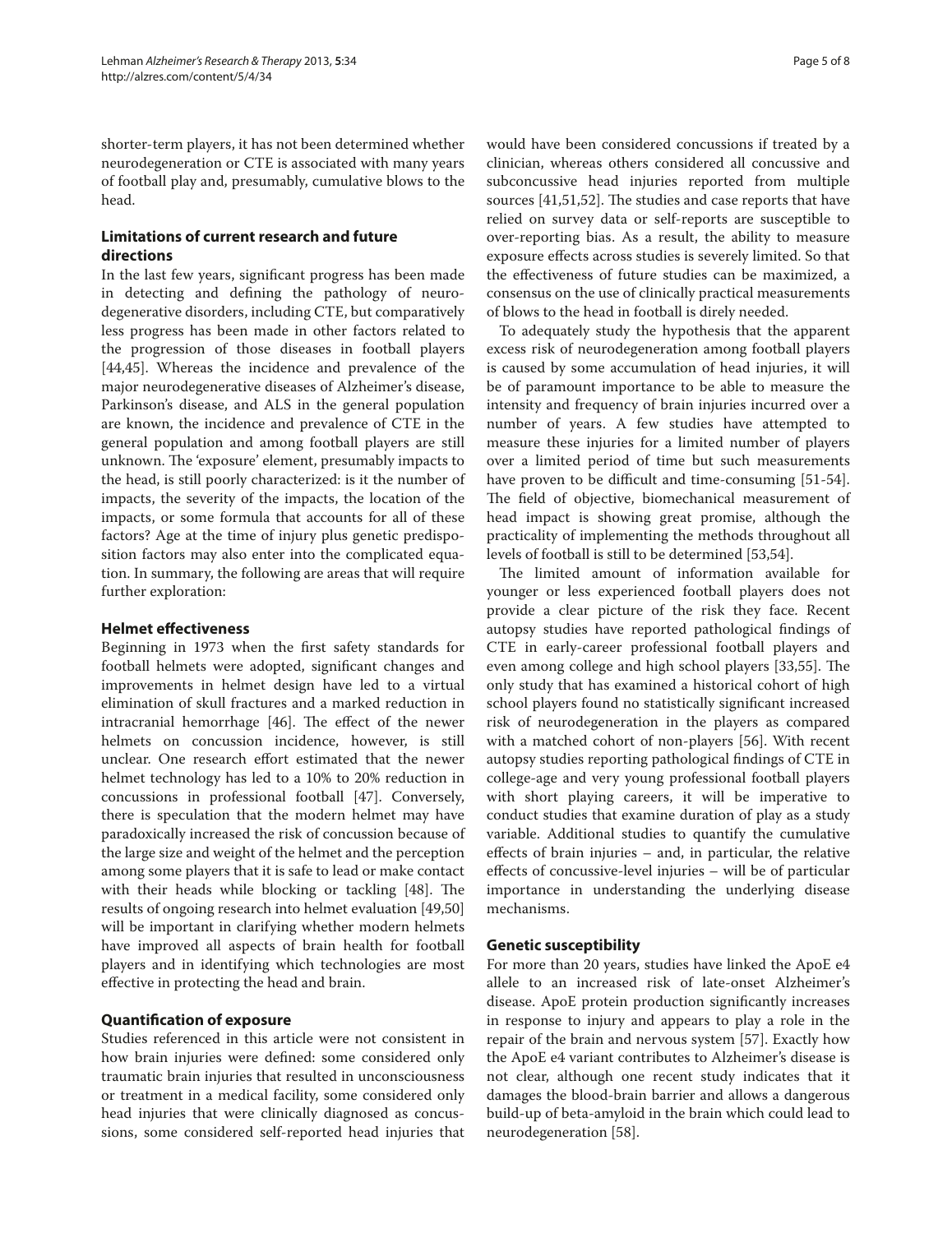shorter-term players, it has not been determined whether neurodegeneration or CTE is associated with many years of football play and, presumably, cumulative blows to the head.

## Limitations of current research and future directions

In the last few years, significant progress has been made in detecting and defining the pathology of neurodegenerative disorders, including CTE, but comparatively less progress has been made in other factors related to the progression of those diseases in football players [44,45]. Whereas the incidence and prevalence of the major neurodegenerative diseases of Alzheimer's disease, Parkinson's disease, and ALS in the general population are known, the incidence and prevalence of CTE in the general population and among football players are still unknown. The 'exposure' element, presumably impacts to the head, is still poorly characterized: is it the number of impacts, the severity of the impacts, the location of the impacts, or some formula that accounts for all of these factors? Age at the time of injury plus genetic predisposition factors may also enter into the complicated equation. In summary, the following are areas that will require further exploration:

### Helmet effectiveness

Beginning in 1973 when the first safety standards for football helmets were adopted, significant changes and improvements in helmet design have led to a virtual elimination of skull fractures and a marked reduction in intracranial hemorrhage [46]. The effect of the newer helmets on concussion incidence, however, is still unclear. One research effort estimated that the newer helmet technology has led to a 10% to 20% reduction in concussions in professional football [47]. Conversely, there is speculation that the modern helmet may have paradoxically increased the risk of concussion because of the large size and weight of the helmet and the perception among some players that it is safe to lead or make contact with their heads while blocking or tackling [48]. The results of ongoing research into helmet evaluation [49,50] will be important in clarifying whether modern helmets have improved all aspects of brain health for football players and in identifying which technologies are most effective in protecting the head and brain.

### Quantification of exposure

Studies referenced in this article were not consistent in how brain injuries were defined: some considered only traumatic brain injuries that resulted in unconsciousness or treatment in a medical facility, some considered only head injuries that were clinically diagnosed as concussions, some considered self-reported head injuries that would have been considered concussions if treated by a clinician, whereas others considered all concussive and subconcussive head injuries reported from multiple sources [41,51,52]. The studies and case reports that have relied on survey data or self-reports are susceptible to over-reporting bias. As a result, the ability to measure exposure effects across studies is severely limited. So that the effectiveness of future studies can be maximized, a consensus on the use of clinically practical measurements of blows to the head in football is direly needed.

To adequately study the hypothesis that the apparent excess risk of neurodegeneration among football players is caused by some accumulation of head injuries, it will be of paramount importance to be able to measure the intensity and frequency of brain injuries incurred over a number of years. A few studies have attempted to measure these injuries for a limited number of players over a limited period of time but such measurements have proven to be difficult and time-consuming [51-54]. The field of objective, biomechanical measurement of head impact is showing great promise, although the practicality of implementing the methods throughout all levels of football is still to be determined [53,54].

The limited amount of information available for younger or less experienced football players does not provide a clear picture of the risk they face. Recent autopsy studies have reported pathological findings of CTE in early-career professional football players and even among college and high school players [33,55]. The only study that has examined a historical cohort of high school players found no statistically significant increased risk of neurodegeneration in the players as compared with a matched cohort of non-players [56]. With recent autopsy studies reporting pathological findings of CTE in college-age and very young professional football players with short playing careers, it will be imperative to conduct studies that examine duration of play as a study variable. Additional studies to quantify the cumulative effects of brain injuries – and, in particular, the relative effects of concussive-level injuries – will be of particular importance in understanding the underlying disease mechanisms.

### Genetic susceptibility

For more than 20 years, studies have linked the ApoE e4 allele to an increased risk of late-onset Alzheimer's disease. ApoE protein production significantly increases in response to injury and appears to play a role in the repair of the brain and nervous system [57]. Exactly how the ApoE e4 variant contributes to Alzheimer's disease is not clear, although one recent study indicates that it damages the blood-brain barrier and allows a dangerous build-up of beta-amyloid in the brain which could lead to neurodegeneration [58].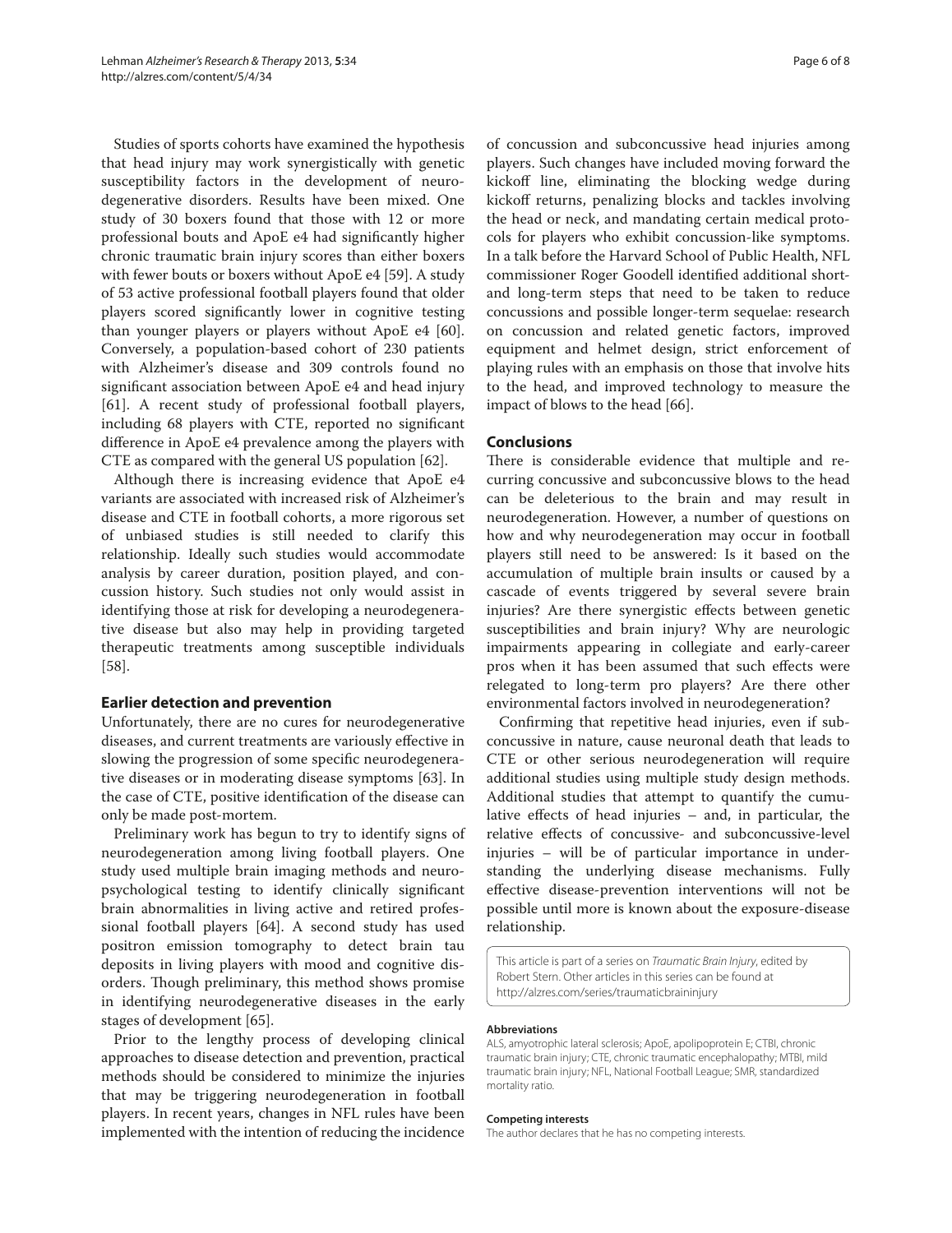Studies of sports cohorts have examined the hypothesis that head injury may work synergistically with genetic susceptibility factors in the development of neurodegenerative disorders. Results have been mixed. One study of 30 boxers found that those with 12 or more professional bouts and ApoE e4 had significantly higher chronic traumatic brain injury scores than either boxers with fewer bouts or boxers without ApoE e4 [59]. A study of 53 active professional football players found that older players scored significantly lower in cognitive testing than younger players or players without ApoE e4 [60]. Conversely, a population-based cohort of 230 patients with Alzheimer's disease and 309 controls found no significant association between ApoE e4 and head injury [61]. A recent study of professional football players, including 68 players with CTE, reported no significant difference in ApoE e4 prevalence among the players with CTE as compared with the general US population [62].

Although there is increasing evidence that ApoE e4 variants are associated with increased risk of Alzheimer's disease and CTE in football cohorts, a more rigorous set of unbiased studies is still needed to clarify this relationship. Ideally such studies would accommodate analysis by career duration, position played, and concussion history. Such studies not only would assist in identifying those at risk for developing a neurodegenerative disease but also may help in providing targeted therapeutic treatments among susceptible individuals [58].

## Earlier detection and prevention

Unfortunately, there are no cures for neurodegenerative diseases, and current treatments are variously effective in slowing the progression of some specific neurodegenerative diseases or in moderating disease symptoms [63]. In the case of CTE, positive identification of the disease can only be made post-mortem.

Preliminary work has begun to try to identify signs of neurodegeneration among living football players. One study used multiple brain imaging methods and neuropsychological testing to identify clinically significant brain abnormalities in living active and retired professional football players [64]. A second study has used positron emission tomography to detect brain tau deposits in living players with mood and cognitive disorders. Though preliminary, this method shows promise in identifying neurodegenerative diseases in the early stages of development [65].

Prior to the lengthy process of developing clinical approaches to disease detection and prevention, practical methods should be considered to minimize the injuries that may be triggering neurodegeneration in football players. In recent years, changes in NFL rules have been implemented with the intention of reducing the incidence of concussion and subconcussive head injuries among players. Such changes have included moving forward the kickoff line, eliminating the blocking wedge during kickoff returns, penalizing blocks and tackles involving the head or neck, and mandating certain medical protocols for players who exhibit concussion-like symptoms. In a talk before the Harvard School of Public Health, NFL commissioner Roger Goodell identified additional short- and long-term steps that need to be taken to reduce concussions and possible longer-term sequelae: research on concussion and related genetic factors, improved equipment and helmet design, strict enforcement of playing rules with an emphasis on those that involve hits to the head, and improved technology to measure the impact of blows to the head [66].

## Conclusions

There is considerable evidence that multiple and recurring concussive and subconcussive blows to the head can be deleterious to the brain and may result in neurodegeneration. However, a number of questions on how and why neurodegeneration may occur in football players still need to be answered: Is it based on the accumulation of multiple brain insults or caused by a cascade of events triggered by several severe brain injuries? Are there synergistic effects between genetic susceptibilities and brain injury? Why are neurologic impairments appearing in collegiate and early-career pros when it has been assumed that such effects were relegated to long-term pro players? Are there other environmental factors involved in neurodegeneration?

Confirming that repetitive head injuries, even if subconcussive in nature, cause neuronal death that leads to CTE or other serious neurodegeneration will require additional studies using multiple study design methods. Additional studies that attempt to quantify the cumulative effects of head injuries – and, in particular, the relative effects of concussive- and subconcussive-level injuries – will be of particular importance in understanding the underlying disease mechanisms. Fully effective disease-prevention interventions will not be possible until more is known about the exposure-disease relationship.

This article is part of a series on *Traumatic Brain Injury*, edited by Robert Stern. Other articles in this series can be found at http://alzres.com/series/traumaticbraininjury

#### Abbreviations

ALS, amyotrophic lateral sclerosis; ApoE, apolipoprotein E; CTBI, chronic traumatic brain injury; CTE, chronic traumatic encephalopathy; MTBI, mild traumatic brain injury; NFL, National Football League; SMR, standardized mortality ratio.

#### Competing interests

The author declares that he has no competing interests.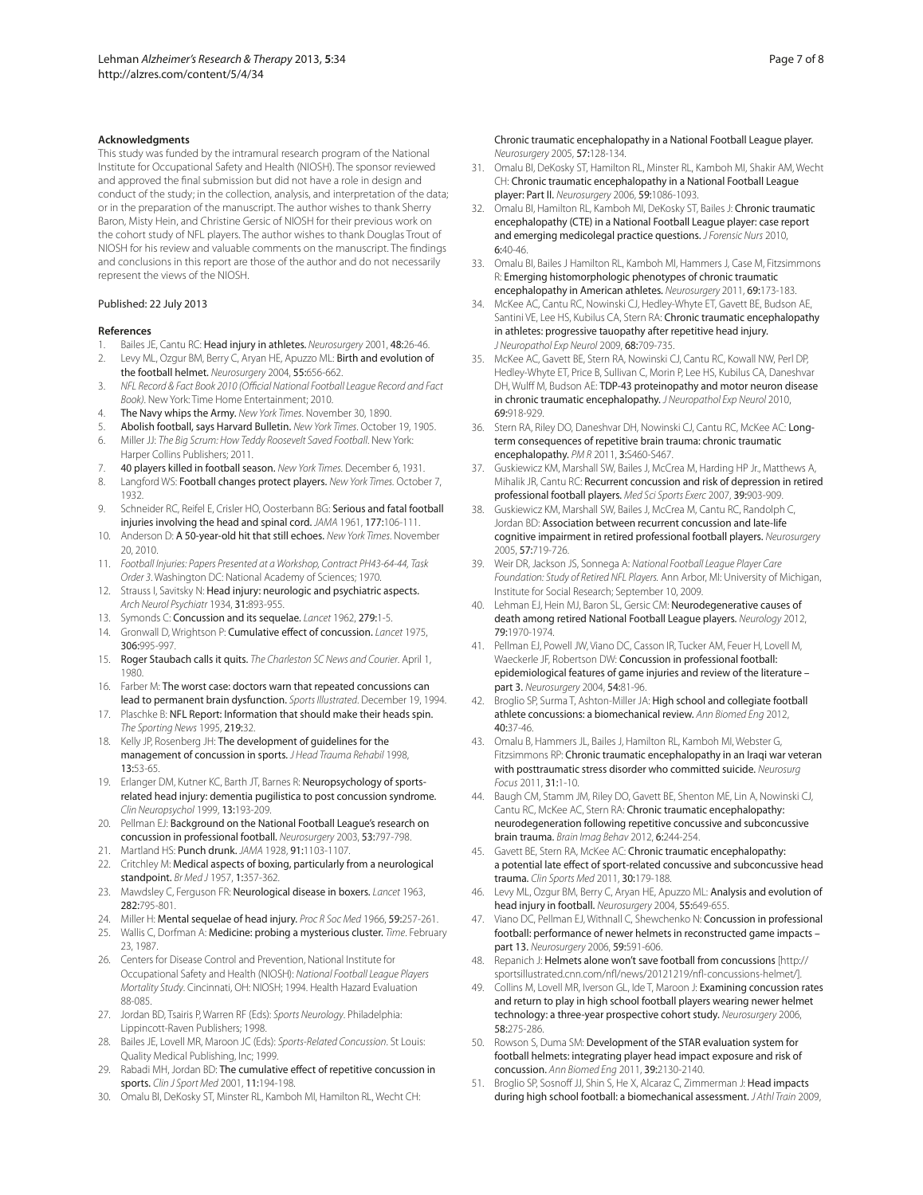### Acknowledgments

This study was funded by the intramural research program of the National Institute for Occupational Safety and Health (NIOSH). The sponsor reviewed and approved the final submission but did not have a role in design and conduct of the study; in the collection, analysis, and interpretation of the data; or in the preparation of the manuscript. The author wishes to thank Sherry Baron, Misty Hein, and Christine Gersic of NIOSH for their previous work on the cohort study of NFL players. The author wishes to thank Douglas Trout of NIOSH for his review and valuable comments on the manuscript. The findings and conclusions in this report are those of the author and do not necessarily represent the views of the NIOSH.

Published: 22 July 2013

### References

1. Bailes JE, Cantu RC: **Head injury in athletes.** *Neurosurgery* 2001, **48:**26-46.
2. Levy ML, Ozgur BM, Berry C, Aryan HE, Apuzzo ML: **Birth and evolution of the football helmet.** *Neurosurgery* 2004, **55:**656-662.
3. *NFL Record & Fact Book 2010 (Official National Football League Record and Fact Book).* New York: Time Home Entertainment; 2010.
4. **The Navy whips the Army.** *New York Times*. November 30, 1890.
5. **Abolish football, says Harvard Bulletin.** *New York Times*. October 19, 1905.
6. Miller JJ: *The Big Scrum: How Teddy Roosevelt Saved Football*. New York: Harper Collins Publishers; 2011.
7. **40 players killed in football season.** *New York Times*. December 6, 1931.
8. Langford WS: **Football changes protect players.** *New York Times*. October 7, 1932.
9. Schneider RC, Reifel E, Crisler HO, Oosterbann BG: **Serious and fatal football injuries involving the head and spinal cord.** *JAMA* 1961, **177:**106-111.
10. Anderson D: **A 50-year-old hit that still echoes.** *New York Times*. November 20, 2010.
11. *Football Injuries: Papers Presented at a Workshop, Contract PH43-64-44, Task Order 3*. Washington DC: National Academy of Sciences; 1970.
12. Strauss I, Savitsky N: **Head injury: neurologic and psychiatric aspects.** *Arch Neurol Psychiatr* 1934, **31:**893-955.
13. Symonds C: **Concussion and its sequelae.** *Lancet* 1962, **279:**1-5.
14. Gronwall D, Wrightson P: **Cumulative effect of concussion.** *Lancet* 1975, **306:**995-997.
15. **Roger Staubach calls it quits.** *The Charleston SC News and Courier*. April 1, 1980.
16. Farber M: **The worst case: doctors warn that repeated concussions can lead to permanent brain dysfunction.** *Sports Illustrated*. December 19, 1994.
17. Plaschke B: **NFL Report: Information that should make their heads spin.** *The Sporting News* 1995, **219:**32.
18. Kelly JP, Rosenberg JH: **The development of guidelines for the management of concussion in sports.** *J Head Trauma Rehabil* 1998, **13:**53-65.
19. Erlanger DM, Kutner KC, Barth JT, Barnes R: **Neuropsychology of sports-related head injury: dementia pugilistica to post concussion syndrome.** *Clin Neuropsychol* 1999, **13:**193-209.
20. Pellman EJ: **Background on the National Football League's research on concussion in professional football.** *Neurosurgery* 2003, **53:**797-798.
21. Martland HS: **Punch drunk.** *JAMA* 1928, **91:**1103-1107.
22. Critchley M: **Medical aspects of boxing, particularly from a neurological standpoint.** *Br Med J* 1957, **1:**357-362.
23. Mawdsley C, Ferguson FR: **Neurological disease in boxers.** *Lancet* 1963, **282:**795-801.
24. Miller H: **Mental sequelae of head injury.** *Proc R Soc Med* 1966, **59:**257-261.
25. Wallis C, Dorfman A: **Medicine: probing a mysterious cluster.** *Time*. February 23, 1987.
26. Centers for Disease Control and Prevention, National Institute for Occupational Safety and Health (NIOSH): *National Football League Players Mortality Study*. Cincinnati, OH: NIOSH; 1994. Health Hazard Evaluation 88-085.
27. Jordan BD, Tsairis P, Warren RF (Eds): *Sports Neurology*. Philadelphia: Lippincott-Raven Publishers; 1998.
28. Bailes JE, Lovell MR, Maroon JC (Eds): *Sports-Related Concussion*. St Louis: Quality Medical Publishing, Inc; 1999.
29. Rabadi MH, Jordan BD: **The cumulative effect of repetitive concussion in sports.** *Clin J Sport Med* 2001, **11:**194-198.
30. Omalu BI, DeKosky ST, Minster RL, Kamboh MI, Hamilton RL, Wecht CH: **Chronic traumatic encephalopathy in a National Football League player.** *Neurosurgery* 2005, **57:**128-134.
31. Omalu BI, DeKosky ST, Hamilton RL, Minster RL, Kamboh MI, Shakir AM, Wecht CH: **Chronic traumatic encephalopathy in a National Football League player: Part II.** *Neurosurgery* 2006, **59:**1086-1093.
32. Omalu BI, Hamilton RL, Kamboh MI, DeKosky ST, Bailes J: **Chronic traumatic encephalopathy (CTE) in a National Football League player: case report and emerging medicolegal practice questions.** *J Forensic Nurs* 2010, **6:**40-46.
33. Omalu BI, Bailes J Hamilton RL, Kamboh MI, Hammers J, Case M, Fitzsimmons R: **Emerging histomorphologic phenotypes of chronic traumatic encephalopathy in American athletes.** *Neurosurgery* 2011, **69:**173-183.
34. McKee AC, Cantu RC, Nowinski CJ, Hedley-Whyte ET, Gavett BE, Budson AE, Santini VE, Lee HS, Kubilus CA, Stern RA: **Chronic traumatic encephalopathy in athletes: progressive tauopathy after repetitive head injury.** *J Neuropathol Exp Neurol* 2009, **68:**709-735.
35. McKee AC, Gavett BE, Stern RA, Nowinski CJ, Cantu RC, Kowall NW, Perl DP, Hedley-Whyte ET, Price B, Sullivan C, Morin P, Lee HS, Kubilus CA, Daneshvar DH, Wulff M, Budson AE: **TDP-43 proteinopathy and motor neuron disease in chronic traumatic encephalopathy.** *J Neuropathol Exp Neurol* 2010, **69:**918-929.
36. Stern RA, Riley DO, Daneshvar DH, Nowinski CJ, Cantu RC, McKee AC: **Long-term consequences of repetitive brain trauma: chronic traumatic encephalopathy.** *PM R* 2011, **3:**S460-S467.
37. Guskiewicz KM, Marshall SW, Bailes J, McCrea M, Harding HP Jr., Matthews A, Mihalik JR, Cantu RC: **Recurrent concussion and risk of depression in retired professional football players.** *Med Sci Sports Exerc* 2007, **39:**903-909.
38. Guskiewicz KM, Marshall SW, Bailes J, McCrea M, Cantu RC, Randolph C, Jordan BD: **Association between recurrent concussion and late-life cognitive impairment in retired professional football players.** *Neurosurgery* 2005, **57:**719-726.
39. Weir DR, Jackson JS, Sonnega A: *National Football League Player Care Foundation: Study of Retired NFL Players.* Ann Arbor, MI: University of Michigan, Institute for Social Research; September 10, 2009.
40. Lehman EJ, Hein MJ, Baron SL, Gersic CM: **Neurodegenerative causes of death among retired National Football League players.** *Neurology* 2012, **79:**1970-1974.
41. Pellman EJ, Powell JW, Viano DC, Casson IR, Tucker AM, Feuer H, Lovell M, Waeckerle JF, Robertson DW: **Concussion in professional football: epidemiological features of game injuries and review of the literature – part 3.** *Neurosurgery* 2004, **54:**81-96.
42. Broglio SP, Surma T, Ashton-Miller JA: **High school and collegiate football athlete concussions: a biomechanical review.** *Ann Biomed Eng* 2012, **40:**37-46.
43. Omalu B, Hammers JL, Bailes J, Hamilton RL, Kamboh MI, Webster G, Fitzsimmons RP: **Chronic traumatic encephalopathy in an Iraqi war veteran with posttraumatic stress disorder who committed suicide.** *Neurosurg Focus* 2011, **31:**1-10.
44. Baugh CM, Stamm JM, Riley DO, Gavett BE, Shenton ME, Lin A, Nowinski CJ, Cantu RC, McKee AC, Stern RA: **Chronic traumatic encephalopathy: neurodegeneration following repetitive concussive and subconcussive brain trauma.** *Brain Imag Behav* 2012, **6:**244-254.
45. Gavett BE, Stern RA, McKee AC: **Chronic traumatic encephalopathy: a potential late effect of sport-related concussive and subconcussive head trauma.** *Clin Sports Med* 2011, **30:**179-188.
46. Levy ML, Ozgur BM, Berry C, Aryan HE, Apuzzo ML: **Analysis and evolution of head injury in football.** *Neurosurgery* 2004, **55:**649-655.
47. Viano DC, Pellman EJ, Withnall C, Shewchenko N: **Concussion in professional football: performance of newer helmets in reconstructed game impacts – part 13.** *Neurosurgery* 2006, **59:**591-606.
48. Repanich J: **Helmets alone won't save football from concussions** [http://sportsillustrated.cnn.com/nfl/news/20121219/nfl-concussions-helmet/].
49. Collins M, Lovell MR, Iverson GL, Ide T, Maroon J: **Examining concussion rates and return to play in high school football players wearing newer helmet technology: a three-year prospective cohort study.** *Neurosurgery* 2006, **58:**275-286.
50. Rowson S, Duma SM: **Development of the STAR evaluation system for football helmets: integrating player head impact exposure and risk of concussion.** *Ann Biomed Eng* 2011, **39:**2130-2140.
51. Broglio SP, Sosnoff JJ, Shin S, He X, Alcaraz C, Zimmerman J: **Head impacts during high school football: a biomechanical assessment.** *J Athl Train* 2009,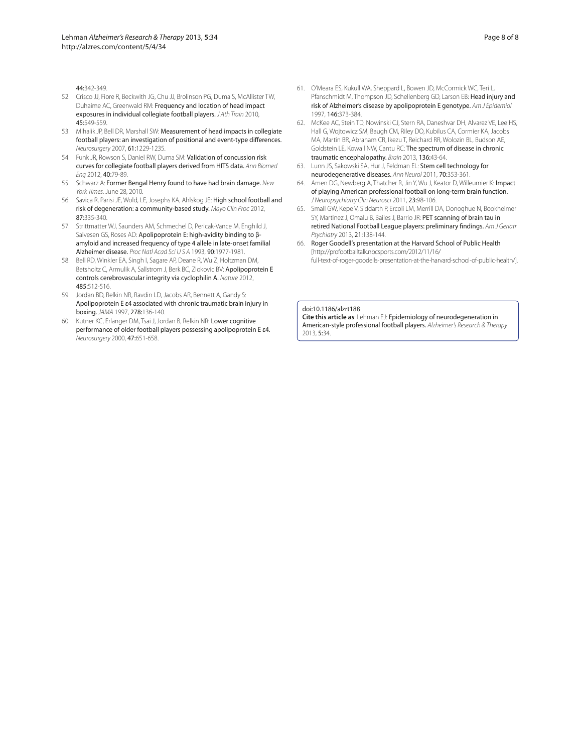44:342-349.

52. Crisco JJ, Fiore R, Beckwith JG, Chu JJ, Brolinson PG, Duma S, McAllister TW, Duhaime AC, Greenwald RM: **Frequency and location of head impact exposures in individual collegiate football players.** *J Ath Train* 2010, **45**:549-559.
53. Mihalik JP, Bell DR, Marshall SW: **Measurement of head impacts in collegiate football players: an investigation of positional and event-type differences.** *Neurosurgery* 2007, **61**:1229-1235.
54. Funk JR, Rowson S, Daniel RW, Duma SM: **Validation of concussion risk curves for collegiate football players derived from HITS data.** *Ann Biomed Eng* 2012, **40**:79-89.
55. Schwarz A: **Former Bengal Henry found to have had brain damage.** *New York Times*. June 28, 2010.
56. Savica R, Parisi JE, Wold, LE, Josephs KA, Ahlskog JE: **High school football and risk of degeneration: a community-based study.** *Mayo Clin Proc* 2012, **87**:335-340.
57. Strittmatter WJ, Saunders AM, Schmechel D, Pericak-Vance M, Enghild J, Salvesen GS, Roses AD: **Apolipoprotein E: high-avidity binding to β-amyloid and increased frequency of type 4 allele in late-onset familial Alzheimer disease.** *Proc Natl Acad Sci U S A* 1993, **90**:1977-1981.
58. Bell RD, Winkler EA, Singh I, Sagare AP, Deane R, Wu Z, Holtzman DM, Betsholtz C, Armulik A, Sallstrom J, Berk BC, Zlokovic BV: **Apolipoprotein E controls cerebrovascular integrity via cyclophilin A.** *Nature* 2012, **485**:512-516.
59. Jordan BD, Relkin NR, Ravdin LD, Jacobs AR, Bennett A, Gandy S: **Apolipoprotein E ε4 associated with chronic traumatic brain injury in boxing.** *JAMA* 1997, **278**:136-140.
60. Kutner KC, Erlanger DM, Tsai J, Jordan B, Relkin NR: **Lower cognitive performance of older football players possessing apolipoprotein E ε4.** *Neurosurgery* 2000, **47**:651-658.
61. O'Meara ES, Kukull WA, Sheppard L, Bowen JD, McCormick WC, Teri L, Pfanschmidt M, Thompson JD, Schellenberg GD, Larson EB: **Head injury and risk of Alzheimer's disease by apolipoprotein E genotype.** *Am J Epidemiol* 1997, **146**:373-384.
62. McKee AC, Stein TD, Nowinski CJ, Stern RA, Daneshvar DH, Alvarez VE, Lee HS, Hall G, Wojtowicz SM, Baugh CM, Riley DO, Kubilus CA, Cormier KA, Jacobs MA, Martin BR, Abraham CR, Ikezu T, Reichard RR, Wolozin BL, Budson AE, Goldstein LE, Kowall NW, Cantu RC: **The spectrum of disease in chronic traumatic encephalopathy.** *Brain* 2013, **136**:43-64.
63. Lunn JS, Sakowski SA, Hur J, Feldman EL: **Stem cell technology for neurodegenerative diseases.** *Ann Neurol* 2011, **70**:353-361.
64. Amen DG, Newberg A, Thatcher R, Jin Y, Wu J, Keator D, Willeumier K: **Impact of playing American professional football on long-term brain function.** *J Neuropsychiatry Clin Neurosci* 2011, **23**:98-106.
65. Small GW, Kepe V, Siddarth P, Ercoli LM, Merrill DA, Donoghue N, Bookheimer SY, Martinez J, Omalu B, Bailes J, Barrio JR: **PET scanning of brain tau in retired National Football League players: preliminary findings.** *Am J Geriatr Psychiatry* 2013, **21**:138-144.
66. **Roger Goodell's presentation at the Harvard School of Public Health** [http://profootballtalk.nbcsports.com/2012/11/16/full-text-of-roger-goodells-presentation-at-the-harvard-school-of-public-health/].

doi:10.1186/alzrt188

**Cite this article as**: Lehman EJ: Epidemiology of neurodegeneration in American-style professional football players. *Alzheimer's Research & Therapy* 2013, **5**:34.